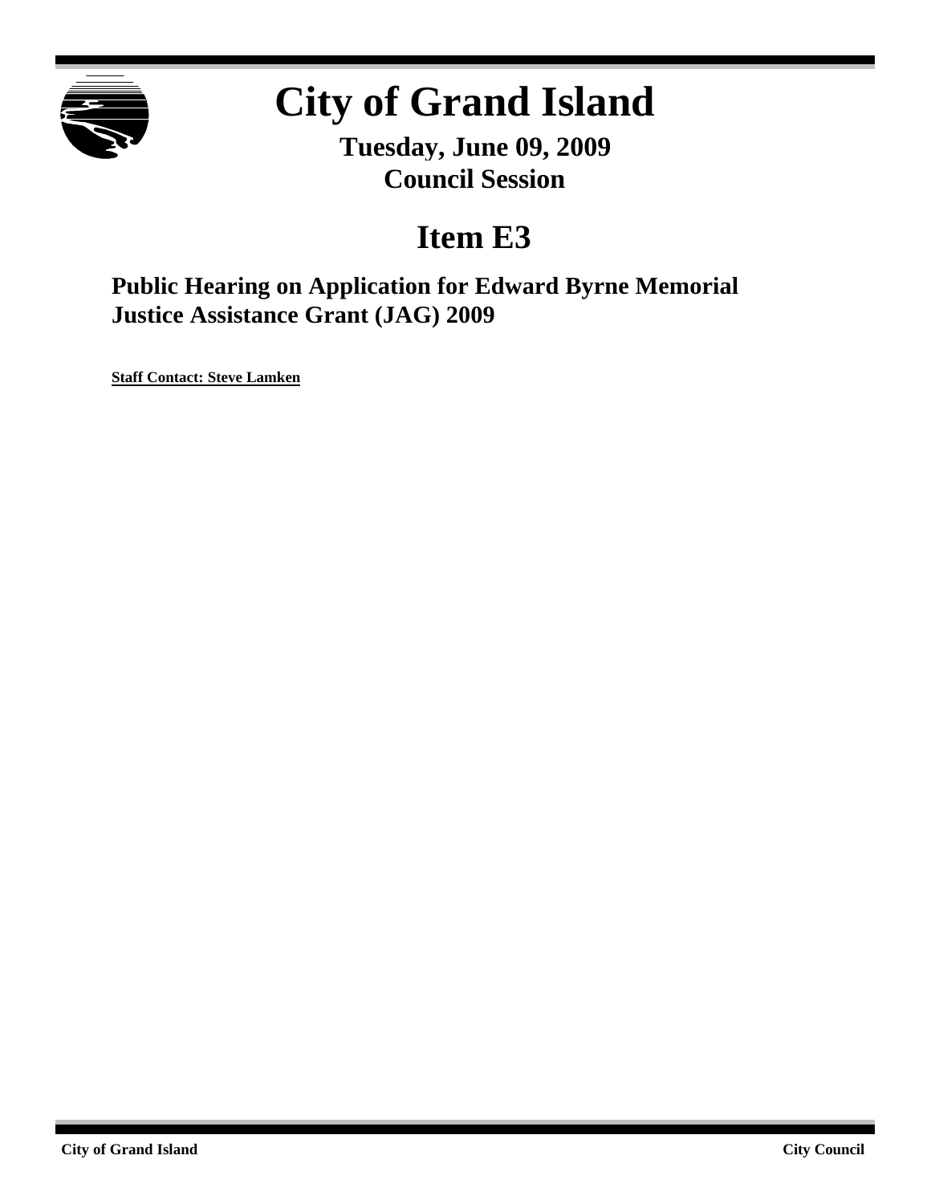# City of Grand Island

**Tuesday, June 09, 2009**
**Council Session**

## Item E3

### Public Hearing on Application for Edward Byrne Memorial Justice Assistance Grant (JAG) 2009

**Staff Contact: Steve Lamken**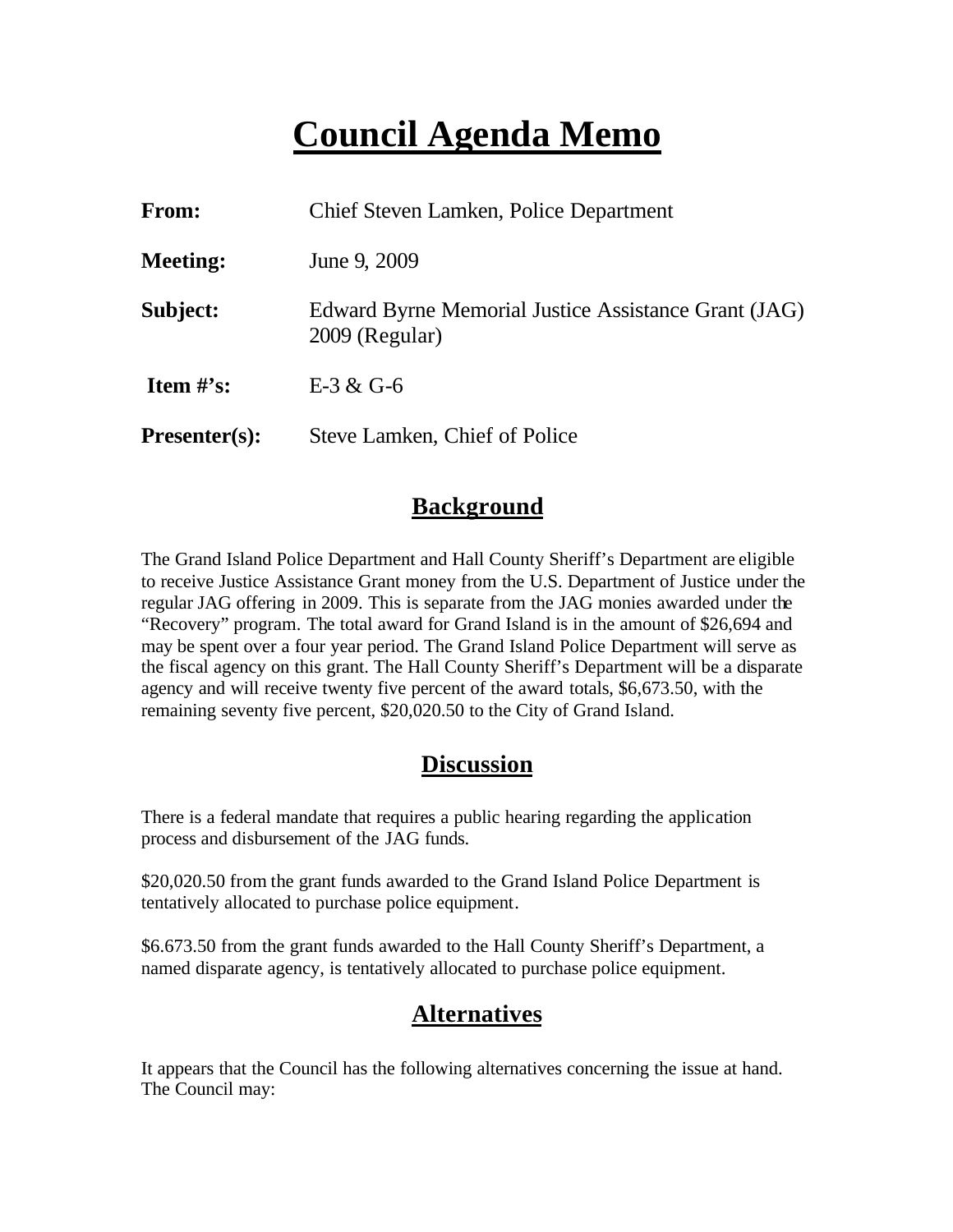# Council Agenda Memo

| | |
|---|---|
| **From:** | Chief Steven Lamken, Police Department |
| **Meeting:** | June 9, 2009 |
| **Subject:** | Edward Byrne Memorial Justice Assistance Grant (JAG) 2009 (Regular) |
| **Item #'s:** | E-3 & G-6 |
| **Presenter(s):** | Steve Lamken, Chief of Police |

## Background

The Grand Island Police Department and Hall County Sheriff's Department are eligible to receive Justice Assistance Grant money from the U.S. Department of Justice under the regular JAG offering in 2009. This is separate from the JAG monies awarded under the "Recovery" program. The total award for Grand Island is in the amount of $26,694 and may be spent over a four year period. The Grand Island Police Department will serve as the fiscal agency on this grant. The Hall County Sheriff's Department will be a disparate agency and will receive twenty five percent of the award totals, $6,673.50, with the remaining seventy five percent, $20,020.50 to the City of Grand Island.

## Discussion

There is a federal mandate that requires a public hearing regarding the application process and disbursement of the JAG funds.

$20,020.50 from the grant funds awarded to the Grand Island Police Department is tentatively allocated to purchase police equipment.

$6.673.50 from the grant funds awarded to the Hall County Sheriff's Department, a named disparate agency, is tentatively allocated to purchase police equipment.

## Alternatives

It appears that the Council has the following alternatives concerning the issue at hand. The Council may: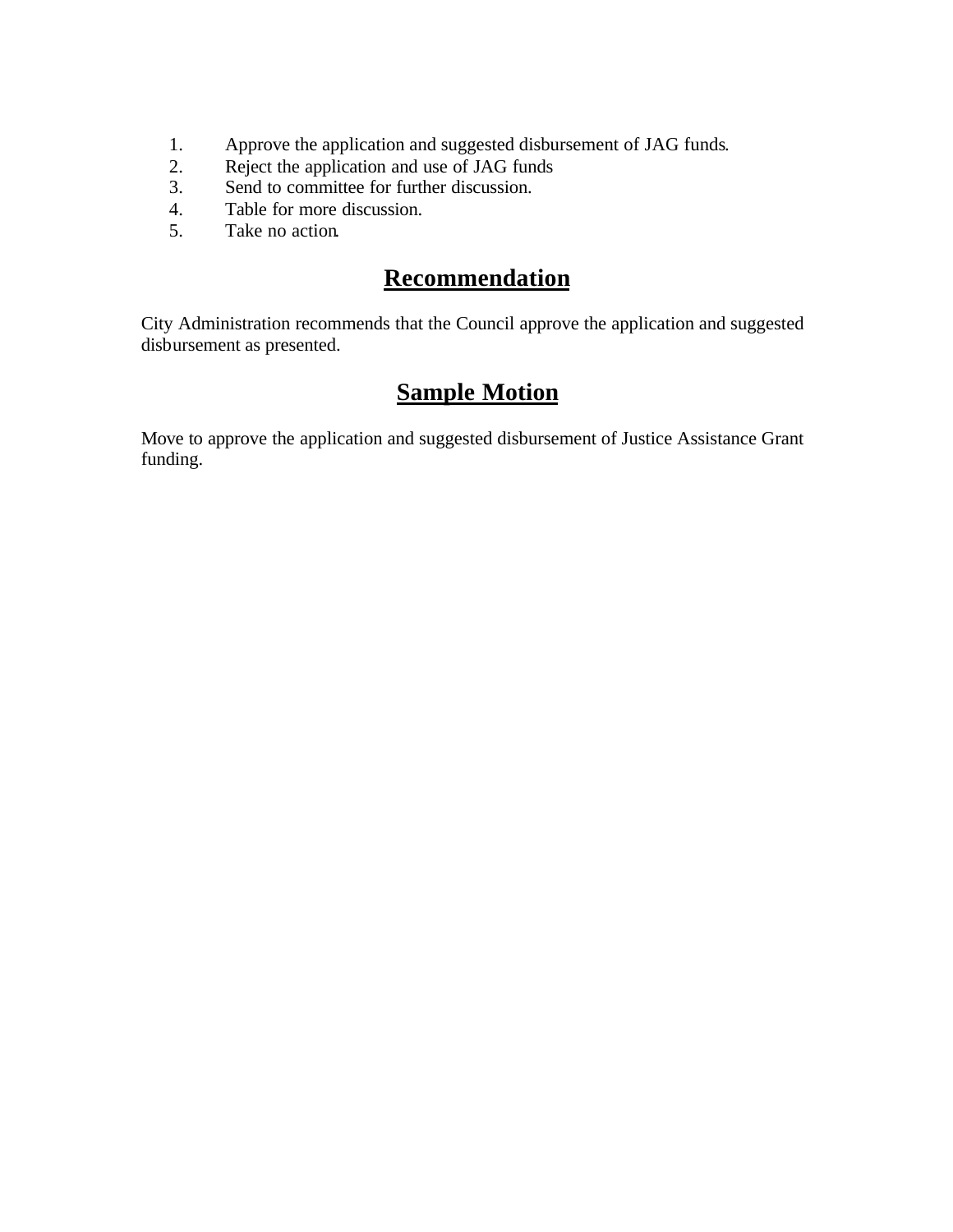1. Approve the application and suggested disbursement of JAG funds.
2. Reject the application and use of JAG funds
3. Send to committee for further discussion.
4. Table for more discussion.
5. Take no action.

## Recommendation

City Administration recommends that the Council approve the application and suggested disbursement as presented.

## Sample Motion

Move to approve the application and suggested disbursement of Justice Assistance Grant funding.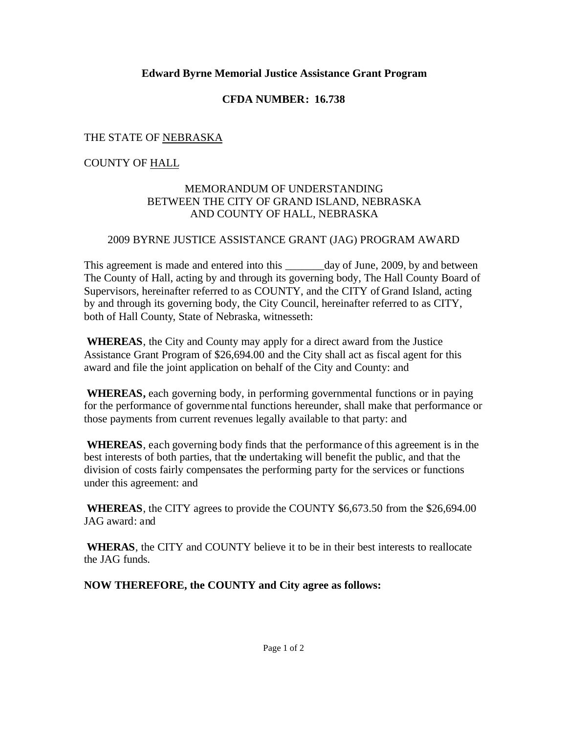**Edward Byrne Memorial Justice Assistance Grant Program**

**CFDA NUMBER: 16.738**

THE STATE OF NEBRASKA

COUNTY OF HALL

MEMORANDUM OF UNDERSTANDING
BETWEEN THE CITY OF GRAND ISLAND, NEBRASKA
AND COUNTY OF HALL, NEBRASKA

2009 BYRNE JUSTICE ASSISTANCE GRANT (JAG) PROGRAM AWARD

This agreement is made and entered into this _______day of June, 2009, by and between The County of Hall, acting by and through its governing body, The Hall County Board of Supervisors, hereinafter referred to as COUNTY, and the CITY of Grand Island, acting by and through its governing body, the City Council, hereinafter referred to as CITY, both of Hall County, State of Nebraska, witnesseth:

**WHEREAS**, the City and County may apply for a direct award from the Justice Assistance Grant Program of $26,694.00 and the City shall act as fiscal agent for this award and file the joint application on behalf of the City and County: and

**WHEREAS,** each governing body, in performing governmental functions or in paying for the performance of governmental functions hereunder, shall make that performance or those payments from current revenues legally available to that party: and

**WHEREAS**, each governing body finds that the performance of this agreement is in the best interests of both parties, that the undertaking will benefit the public, and that the division of costs fairly compensates the performing party for the services or functions under this agreement: and

**WHEREAS**, the CITY agrees to provide the COUNTY $6,673.50 from the $26,694.00 JAG award: and

**WHERAS**, the CITY and COUNTY believe it to be in their best interests to reallocate the JAG funds.

**NOW THEREFORE, the COUNTY and City agree as follows:**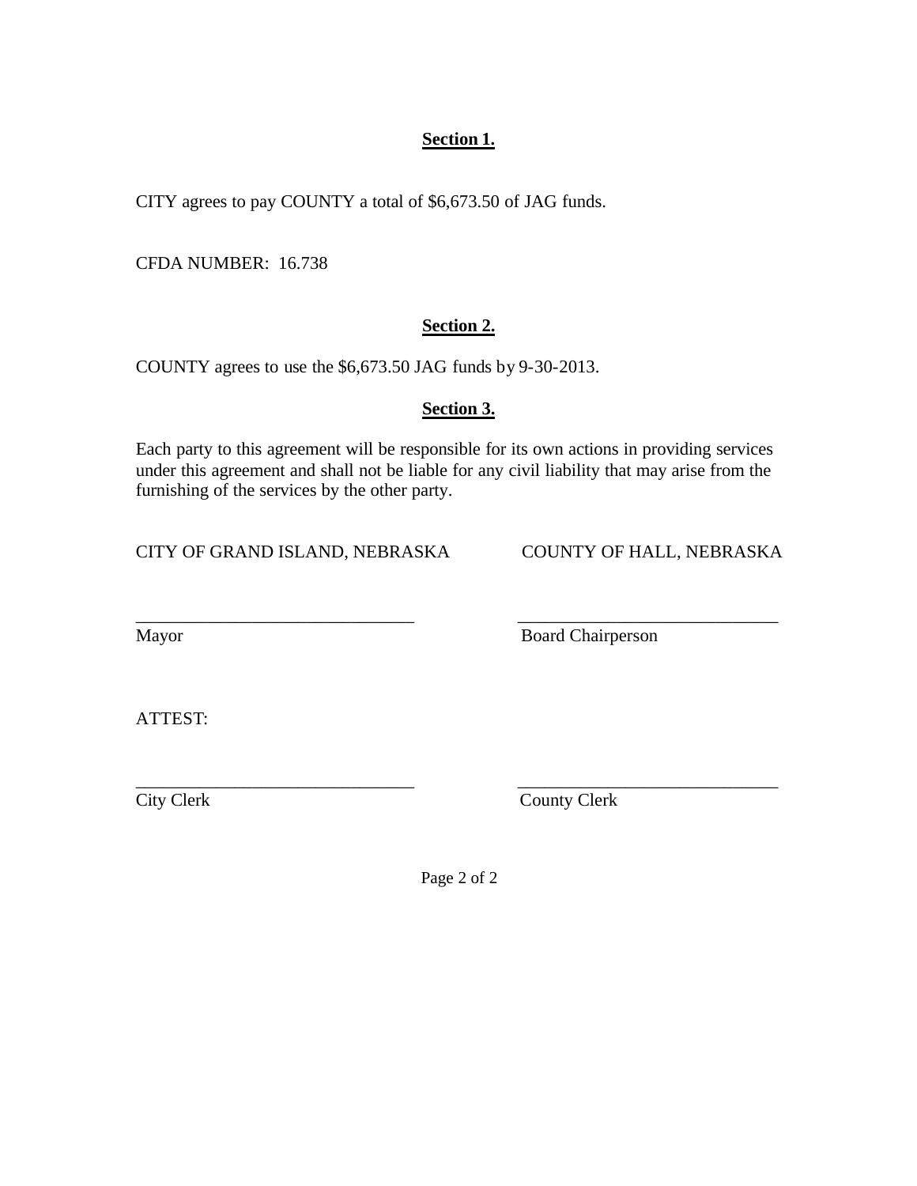**Section 1.**

CITY agrees to pay COUNTY a total of $6,673.50 of JAG funds.

CFDA NUMBER: 16.738

**Section 2.**

COUNTY agrees to use the $6,673.50 JAG funds by 9-30-2013.

**Section 3.**

Each party to this agreement will be responsible for its own actions in providing services under this agreement and shall not be liable for any civil liability that may arise from the furnishing of the services by the other party.

| | |
|---|---|
| CITY OF GRAND ISLAND, NEBRASKA | COUNTY OF HALL, NEBRASKA |
| _______________________________ | _______________________________ |
| Mayor | Board Chairperson |
| ATTEST: | |
| _______________________________ | _______________________________ |
| City Clerk | County Clerk |